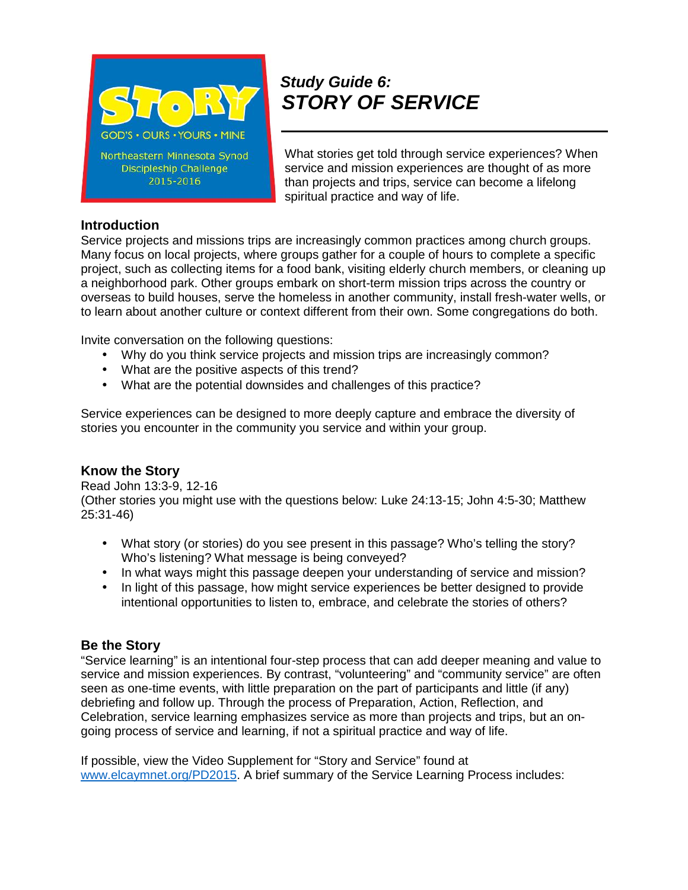STORY

GOD'S • OURS • YOURS • MINE

Northeastern Minnesota Synod Discipleship Challenge 2015-2016

# *Study Guide 6: STORY OF SERVICE*

What stories get told through service experiences? When service and mission experiences are thought of as more than projects and trips, service can become a lifelong spiritual practice and way of life.

## Introduction

Service projects and missions trips are increasingly common practices among church groups. Many focus on local projects, where groups gather for a couple of hours to complete a specific project, such as collecting items for a food bank, visiting elderly church members, or cleaning up a neighborhood park. Other groups embark on short-term mission trips across the country or overseas to build houses, serve the homeless in another community, install fresh-water wells, or to learn about another culture or context different from their own. Some congregations do both.

Invite conversation on the following questions:

- Why do you think service projects and mission trips are increasingly common?
- What are the positive aspects of this trend?
- What are the potential downsides and challenges of this practice?

Service experiences can be designed to more deeply capture and embrace the diversity of stories you encounter in the community you service and within your group.

## Know the Story

Read John 13:3-9, 12-16
(Other stories you might use with the questions below: Luke 24:13-15; John 4:5-30; Matthew 25:31-46)

- What story (or stories) do you see present in this passage? Who's telling the story? Who's listening? What message is being conveyed?
- In what ways might this passage deepen your understanding of service and mission?
- In light of this passage, how might service experiences be better designed to provide intentional opportunities to listen to, embrace, and celebrate the stories of others?

## Be the Story

"Service learning" is an intentional four-step process that can add deeper meaning and value to service and mission experiences. By contrast, "volunteering" and "community service" are often seen as one-time events, with little preparation on the part of participants and little (if any) debriefing and follow up. Through the process of Preparation, Action, Reflection, and Celebration, service learning emphasizes service as more than projects and trips, but an on-going process of service and learning, if not a spiritual practice and way of life.

If possible, view the Video Supplement for "Story and Service" found at www.elcaymnet.org/PD2015. A brief summary of the Service Learning Process includes: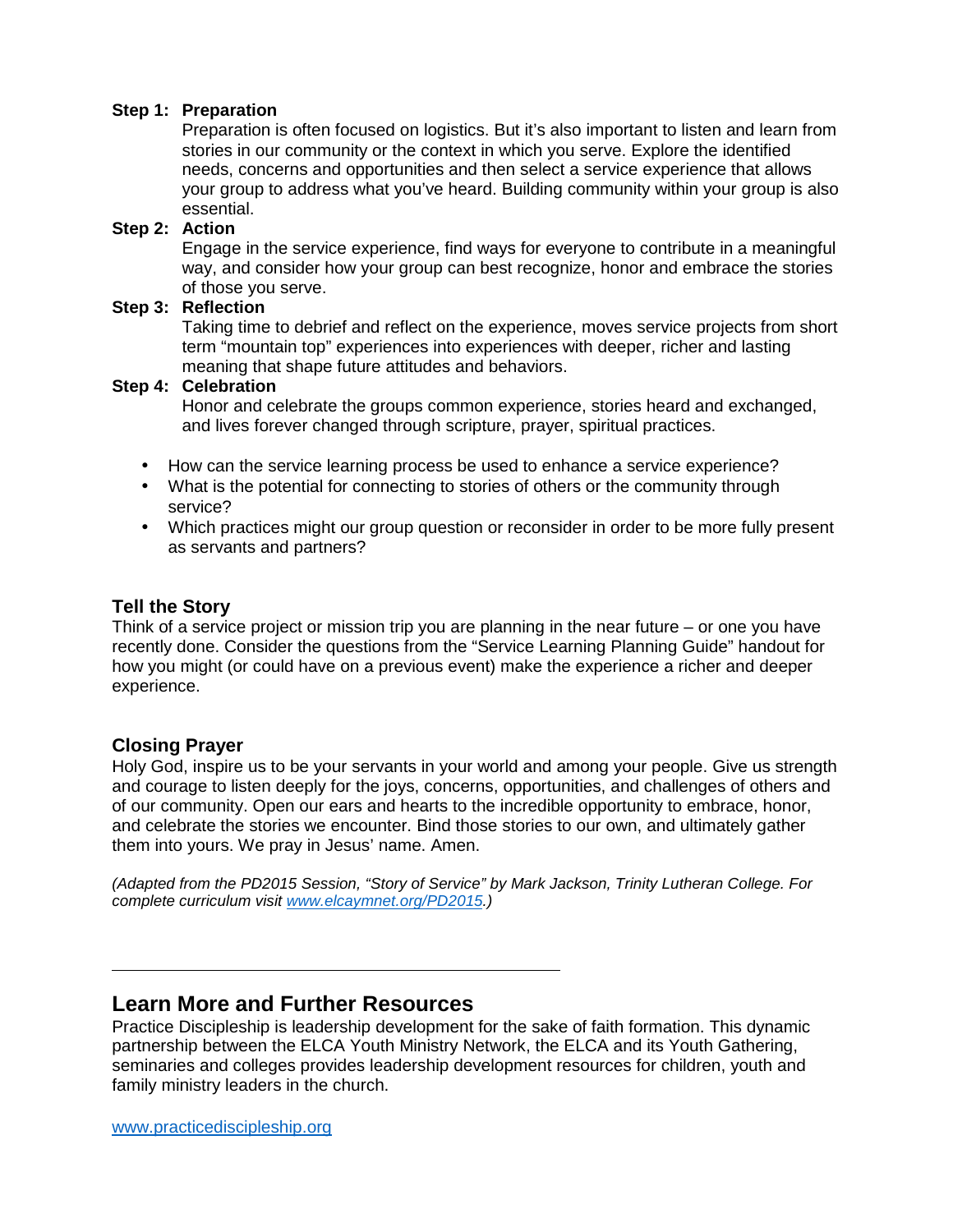**Step 1: Preparation**

Preparation is often focused on logistics. But it's also important to listen and learn from stories in our community or the context in which you serve. Explore the identified needs, concerns and opportunities and then select a service experience that allows your group to address what you've heard. Building community within your group is also essential.

**Step 2: Action**

Engage in the service experience, find ways for everyone to contribute in a meaningful way, and consider how your group can best recognize, honor and embrace the stories of those you serve.

**Step 3: Reflection**

Taking time to debrief and reflect on the experience, moves service projects from short term "mountain top" experiences into experiences with deeper, richer and lasting meaning that shape future attitudes and behaviors.

**Step 4: Celebration**

Honor and celebrate the groups common experience, stories heard and exchanged, and lives forever changed through scripture, prayer, spiritual practices.

- How can the service learning process be used to enhance a service experience?
- What is the potential for connecting to stories of others or the community through service?
- Which practices might our group question or reconsider in order to be more fully present as servants and partners?

### Tell the Story

Think of a service project or mission trip you are planning in the near future – or one you have recently done. Consider the questions from the "Service Learning Planning Guide" handout for how you might (or could have on a previous event) make the experience a richer and deeper experience.

### Closing Prayer

Holy God, inspire us to be your servants in your world and among your people. Give us strength and courage to listen deeply for the joys, concerns, opportunities, and challenges of others and of our community. Open our ears and hearts to the incredible opportunity to embrace, honor, and celebrate the stories we encounter. Bind those stories to our own, and ultimately gather them into yours. We pray in Jesus' name. Amen.

*(Adapted from the PD2015 Session, "Story of Service" by Mark Jackson, Trinity Lutheran College. For complete curriculum visit [www.elcaymnet.org/PD2015](http://www.elcaymnet.org/PD2015).)*

---

## Learn More and Further Resources

Practice Discipleship is leadership development for the sake of faith formation. This dynamic partnership between the ELCA Youth Ministry Network, the ELCA and its Youth Gathering, seminaries and colleges provides leadership development resources for children, youth and family ministry leaders in the church.

[www.practicediscipleship.org](http://www.practicediscipleship.org)